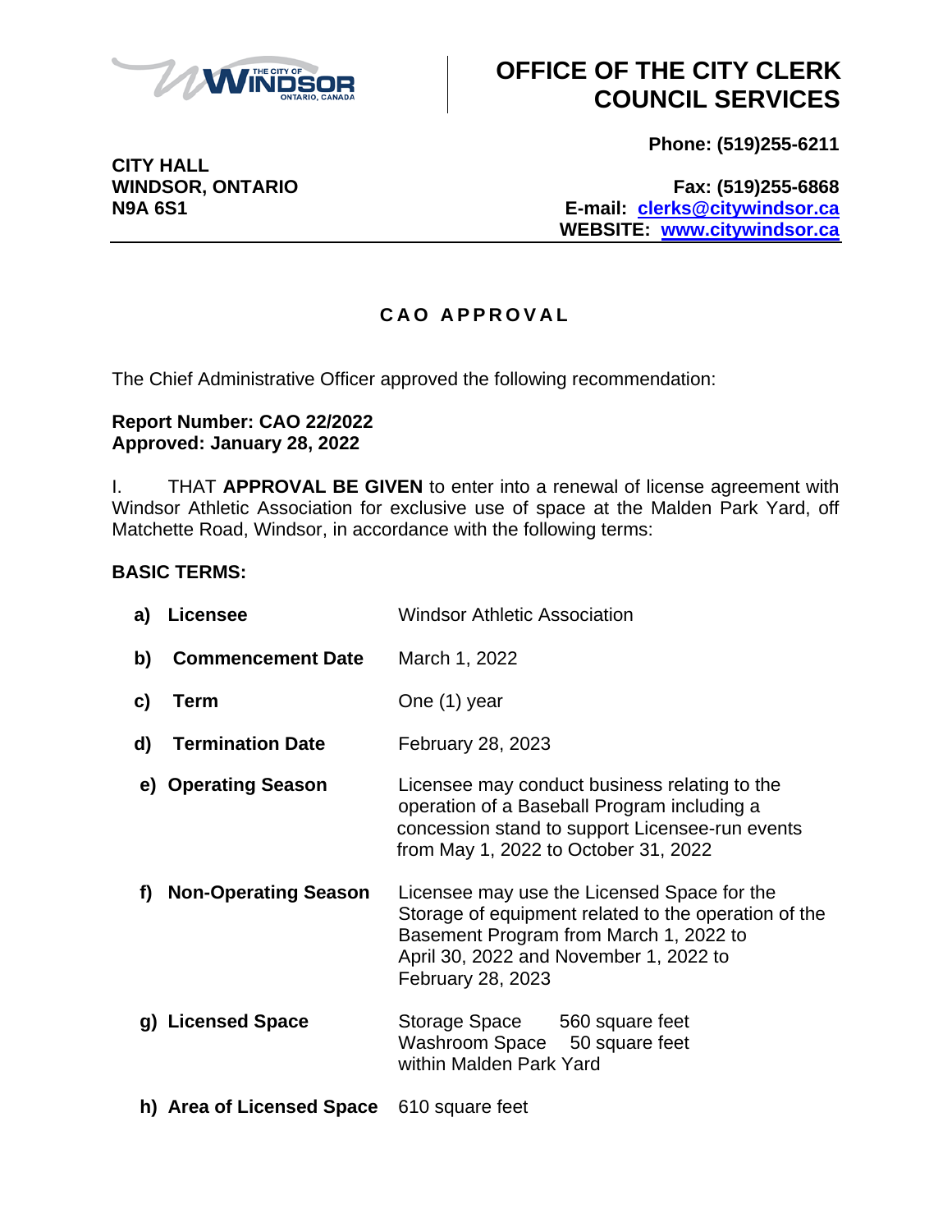# OFFICE OF THE CITY CLERK COUNCIL SERVICES

**CITY HALL**
**WINDSOR, ONTARIO**
**N9A 6S1**

**Phone: (519)255-6211**

**Fax: (519)255-6868**
**E-mail: clerks@citywindsor.ca**
**WEBSITE: www.citywindsor.ca**

## CAO APPROVAL

The Chief Administrative Officer approved the following recommendation:

**Report Number: CAO 22/2022**
**Approved: January 28, 2022**

I. THAT **APPROVAL BE GIVEN** to enter into a renewal of license agreement with Windsor Athletic Association for exclusive use of space at the Malden Park Yard, off Matchette Road, Windsor, in accordance with the following terms:

**BASIC TERMS:**

| | |
|---|---|
| **a) Licensee** | Windsor Athletic Association |
| **b) Commencement Date** | March 1, 2022 |
| **c) Term** | One (1) year |
| **d) Termination Date** | February 28, 2023 |
| **e) Operating Season** | Licensee may conduct business relating to the operation of a Baseball Program including a concession stand to support Licensee-run events from May 1, 2022 to October 31, 2022 |
| **f) Non-Operating Season** | Licensee may use the Licensed Space for the Storage of equipment related to the operation of the Basement Program from March 1, 2022 to April 30, 2022 and November 1, 2022 to February 28, 2023 |
| **g) Licensed Space** | Storage Space 560 square feet<br>Washroom Space 50 square feet<br>within Malden Park Yard |
| **h) Area of Licensed Space** | 610 square feet |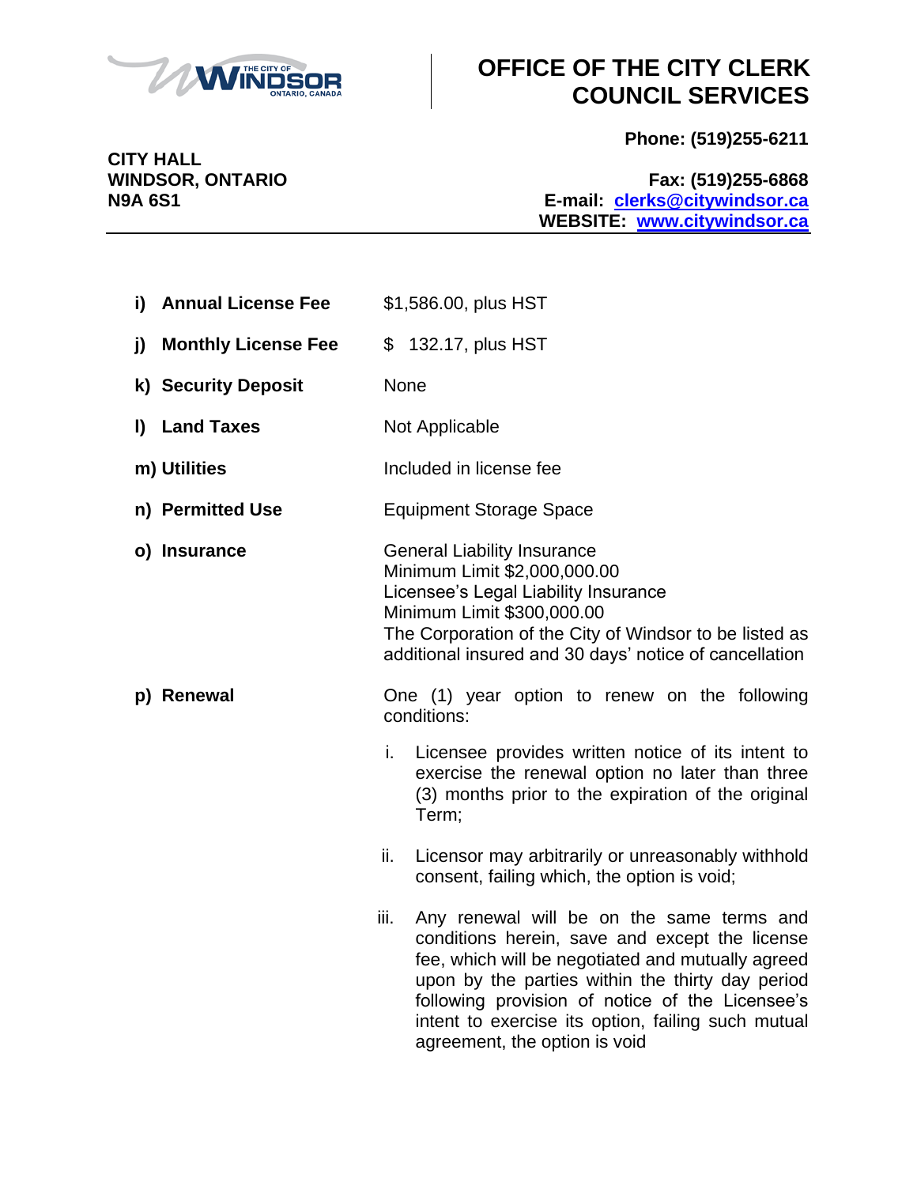**OFFICE OF THE CITY CLERK**
**COUNCIL SERVICES**

**CITY HALL**
**WINDSOR, ONTARIO**
**N9A 6S1**

**Phone: (519)255-6211**

**Fax: (519)255-6868**
**E-mail: clerks@citywindsor.ca**
**WEBSITE: www.citywindsor.ca**

---

| | |
|---|---|
| **i) Annual License Fee** | $1,586.00, plus HST |
| **j) Monthly License Fee** | $ 132.17, plus HST |
| **k) Security Deposit** | None |
| **l) Land Taxes** | Not Applicable |
| **m) Utilities** | Included in license fee |
| **n) Permitted Use** | Equipment Storage Space |
| **o) Insurance** | General Liability Insurance<br>Minimum Limit $2,000,000.00<br>Licensee's Legal Liability Insurance<br>Minimum Limit $300,000.00<br>The Corporation of the City of Windsor to be listed as additional insured and 30 days' notice of cancellation |
| **p) Renewal** | One (1) year option to renew on the following conditions: |

i. Licensee provides written notice of its intent to exercise the renewal option no later than three (3) months prior to the expiration of the original Term;

ii. Licensor may arbitrarily or unreasonably withhold consent, failing which, the option is void;

iii. Any renewal will be on the same terms and conditions herein, save and except the license fee, which will be negotiated and mutually agreed upon by the parties within the thirty day period following provision of notice of the Licensee's intent to exercise its option, failing such mutual agreement, the option is void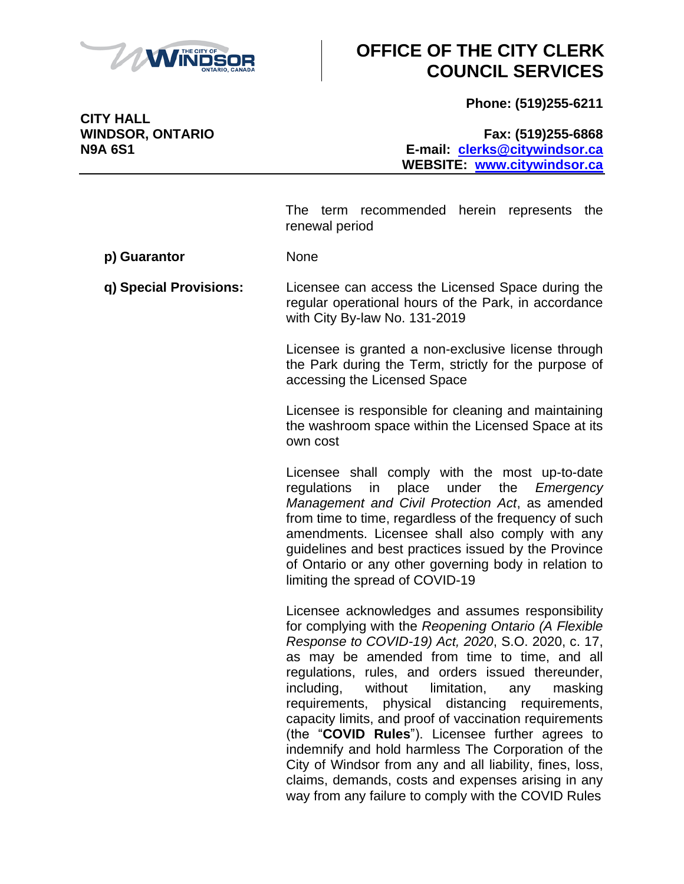The term recommended herein represents the renewal period

**p) Guarantor** None

**q) Special Provisions:**

Licensee can access the Licensed Space during the regular operational hours of the Park, in accordance with City By-law No. 131-2019

Licensee is granted a non-exclusive license through the Park during the Term, strictly for the purpose of accessing the Licensed Space

Licensee is responsible for cleaning and maintaining the washroom space within the Licensed Space at its own cost

Licensee shall comply with the most up-to-date regulations in place under the *Emergency Management and Civil Protection Act*, as amended from time to time, regardless of the frequency of such amendments. Licensee shall also comply with any guidelines and best practices issued by the Province of Ontario or any other governing body in relation to limiting the spread of COVID-19

Licensee acknowledges and assumes responsibility for complying with the *Reopening Ontario (A Flexible Response to COVID-19) Act, 2020*, S.O. 2020, c. 17, as may be amended from time to time, and all regulations, rules, and orders issued thereunder, including, without limitation, any masking requirements, physical distancing requirements, capacity limits, and proof of vaccination requirements (the "**COVID Rules**"). Licensee further agrees to indemnify and hold harmless The Corporation of the City of Windsor from any and all liability, fines, loss, claims, demands, costs and expenses arising in any way from any failure to comply with the COVID Rules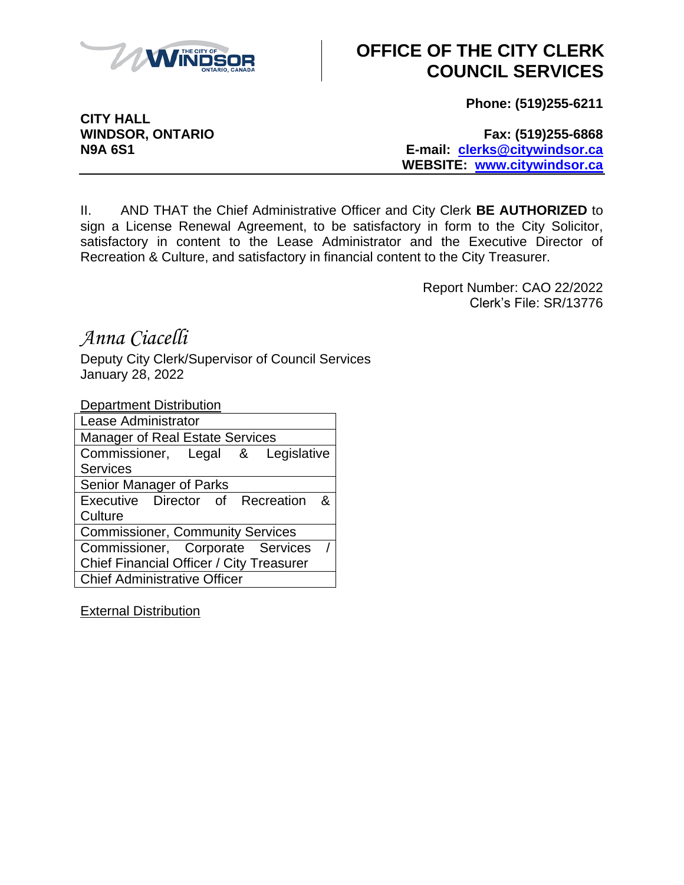**OFFICE OF THE CITY CLERK**
**COUNCIL SERVICES**

**Phone: (519)255-6211**

**CITY HALL**
**WINDSOR, ONTARIO**
**N9A 6S1**

**Fax: (519)255-6868**
**E-mail: clerks@citywindsor.ca**
**WEBSITE: www.citywindsor.ca**

II. AND THAT the Chief Administrative Officer and City Clerk **BE AUTHORIZED** to sign a License Renewal Agreement, to be satisfactory in form to the City Solicitor, satisfactory in content to the Lease Administrator and the Executive Director of Recreation & Culture, and satisfactory in financial content to the City Treasurer.

Report Number: CAO 22/2022
Clerk's File: SR/13776

*Anna Ciacelli*
Deputy City Clerk/Supervisor of Council Services
January 28, 2022

Department Distribution

| |
|---|
| Lease Administrator |
| Manager of Real Estate Services |
| Commissioner, Legal & Legislative Services |
| Senior Manager of Parks |
| Executive Director of Recreation & Culture |
| Commissioner, Community Services |
| Commissioner, Corporate Services / Chief Financial Officer / City Treasurer |
| Chief Administrative Officer |

External Distribution